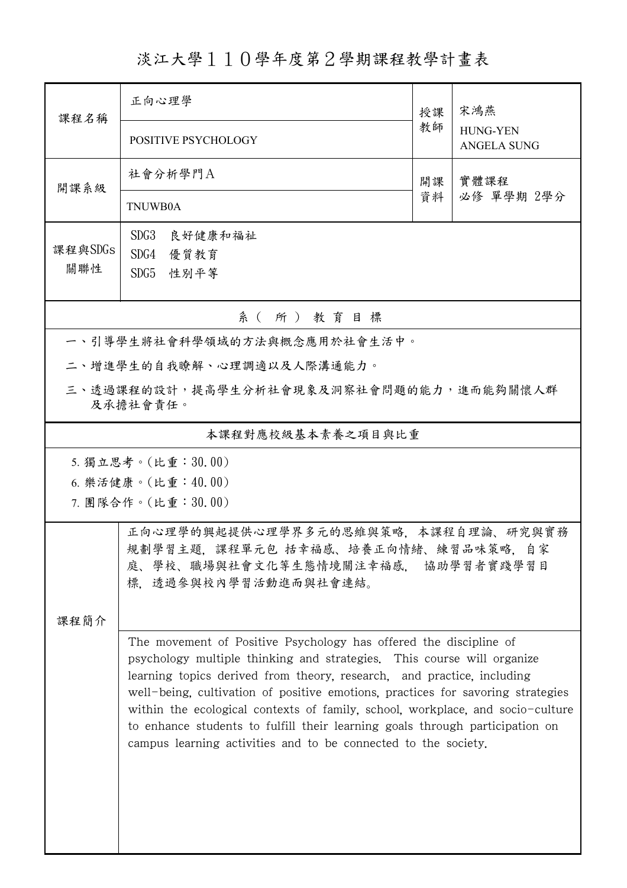# 淡江大學１１０學年度第２學期課程教學計畫表

| 課程名稱 | 正向心理學<br>POSITIVE PSYCHOLOGY | 授課教師 | 宋鴻燕<br>HUNG-YEN ANGELA SUNG |
|---|---|---|---|
| 開課系級 | 社會分析學門A<br>TNUWB0A | 開課資料 | 實體課程<br>必修 單學期 2學分 |
| 課程與SDGs關聯性 | SDG3 良好健康和福祉<br>SDG4 優質教育<br>SDG5 性別平等 | | |

## 系（所）教育目標

一、引導學生將社會科學領域的方法與概念應用於社會生活中。

二、增進學生的自我瞭解、心理調適以及人際溝通能力。

三、透過課程的設計，提高學生分析社會現象及洞察社會問題的能力，進而能夠關懷人群及承擔社會責任。

## 本課程對應校級基本素養之項目與比重

5. 獨立思考。(比重：30.00)
6. 樂活健康。(比重：40.00)
7. 團隊合作。(比重：30.00)

## 課程簡介

正向心理學的興起提供心理學界多元的思維與策略，本課程自理論、研究與實務規劃學習主題，課程單元包 括幸福感、培養正向情緒、練習品味策略，自家庭、學校、職場與社會文化等生態情境關注幸福感， 協助學習者實踐學習目標，透過參與校內學習活動進而與社會連結。

The movement of Positive Psychology has offered the discipline of psychology multiple thinking and strategies. This course will organize learning topics derived from theory, research, and practice, including well-being, cultivation of positive emotions, practices for savoring strategies within the ecological contexts of family, school, workplace, and socio-culture to enhance students to fulfill their learning goals through participation on campus learning activities and to be connected to the society.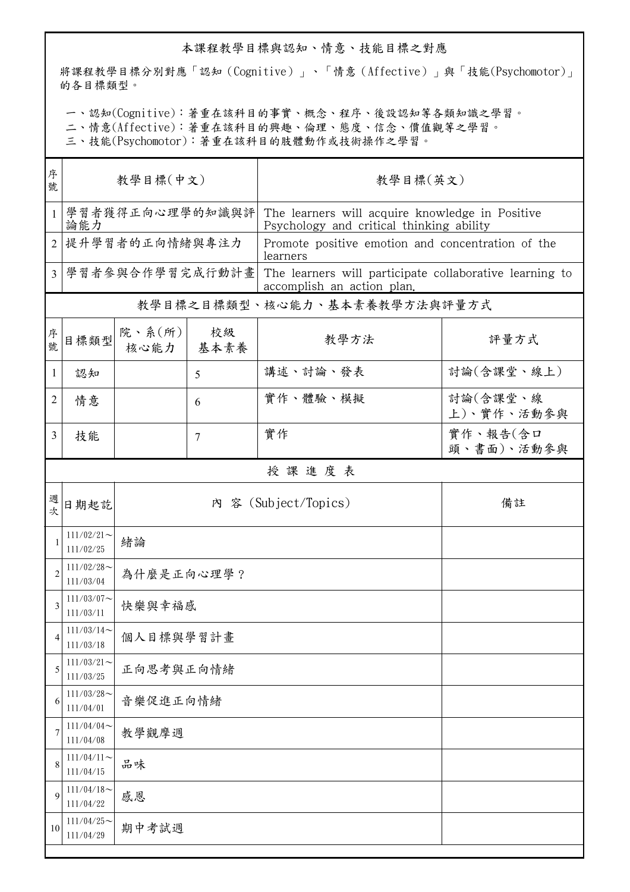## 本課程教學目標與認知、情意、技能目標之對應

將課程教學目標分別對應「認知（Cognitive）」、「情意（Affective）」與「技能(Psychomotor)」的各目標類型。

一、認知(Cognitive)：著重在該科目的事實、概念、程序、後設認知等各類知識之學習。
二、情意(Affective)：著重在該科目的興趣、倫理、態度、信念、價值觀等之學習。
三、技能(Psychomotor)：著重在該科目的肢體動作或技術操作之學習。

| 序號 | 教學目標(中文) | 教學目標(英文) |
|---|---|---|
| 1 | 學習者獲得正向心理學的知識與評論能力 | The learners will acquire knowledge in Positive Psychology and critical thinking ability |
| 2 | 提升學習者的正向情緒與專注力 | Promote positive emotion and concentration of the learners |
| 3 | 學習者參與合作學習完成行動計畫 | The learners will participate collaborative learning to accomplish an action plan. |

## 教學目標之目標類型、核心能力、基本素養教學方法與評量方式

| 序號 | 目標類型 | 院、系(所)核心能力 | 校級基本素養 | 教學方法 | 評量方式 |
|---|---|---|---|---|---|
| 1 | 認知 | | 5 | 講述、討論、發表 | 討論(含課堂、線上) |
| 2 | 情意 | | 6 | 實作、體驗、模擬 | 討論(含課堂、線上)、實作、活動參與 |
| 3 | 技能 | | 7 | 實作 | 實作、報告(含口頭、書面)、活動參與 |

## 授課進度表

| 週次 | 日期起訖 | 內 容 (Subject/Topics) | 備註 |
|---|---|---|---|
| 1 | 111/02/21～111/02/25 | 緒論 | |
| 2 | 111/02/28～111/03/04 | 為什麼是正向心理學？ | |
| 3 | 111/03/07～111/03/11 | 快樂與幸福感 | |
| 4 | 111/03/14～111/03/18 | 個人目標與學習計畫 | |
| 5 | 111/03/21～111/03/25 | 正向思考與正向情緒 | |
| 6 | 111/03/28～111/04/01 | 音樂促進正向情緒 | |
| 7 | 111/04/04～111/04/08 | 教學觀摩週 | |
| 8 | 111/04/11～111/04/15 | 品味 | |
| 9 | 111/04/18～111/04/22 | 感恩 | |
| 10 | 111/04/25～111/04/29 | 期中考試週 | |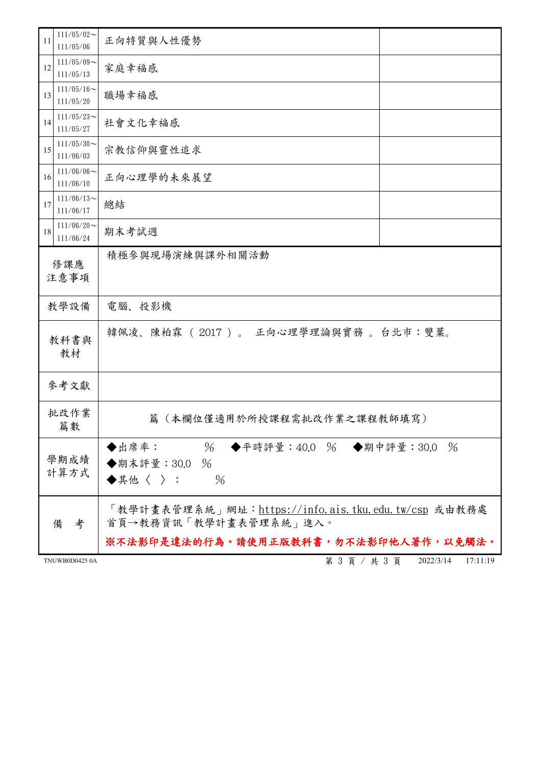| | | | |
|---|---|---|---|
| 11 | 111/05/02～<br>111/05/06 | 正向特質與人性優勢 | |
| 12 | 111/05/09～<br>111/05/13 | 家庭幸福感 | |
| 13 | 111/05/16～<br>111/05/20 | 職場幸福感 | |
| 14 | 111/05/23～<br>111/05/27 | 社會文化幸福感 | |
| 15 | 111/05/30～<br>111/06/03 | 宗教信仰與靈性追求 | |
| 16 | 111/06/06～<br>111/06/10 | 正向心理學的未來展望 | |
| 17 | 111/06/13～<br>111/06/17 | 總結 | |
| 18 | 111/06/20～<br>111/06/24 | 期末考試週 | |

| | |
|---|---|
| 修課應<br>注意事項 | 積極參與現場演練與課外相關活動 |
| 教學設備 | 電腦、投影機 |
| 教科書與<br>教材 | 韓佩凌、陳柏霖（2017）。正向心理學理論與實務。台北市：雙葉。 |
| 參考文獻 | |
| 批改作業<br>篇數 | 篇（本欄位僅適用於所授課程需批改作業之課程教師填寫） |
| 學期成績<br>計算方式 | ◆出席率：　　%　◆平時評量：40.0 %　◆期中評量：30.0 %<br>◆期末評量：30.0 %<br>◆其他〈 〉：　　% |
| 備　考 | 「教學計畫表管理系統」網址：https://info.ais.tku.edu.tw/csp 或由教務處首頁→教務資訊「教學計畫表管理系統」進入。<br>**※不法影印是違法的行為。請使用正版教科書，勿不法影印他人著作，以免觸法。** |

TNUWB0D0425 0A　　2022/3/14　17:11:19